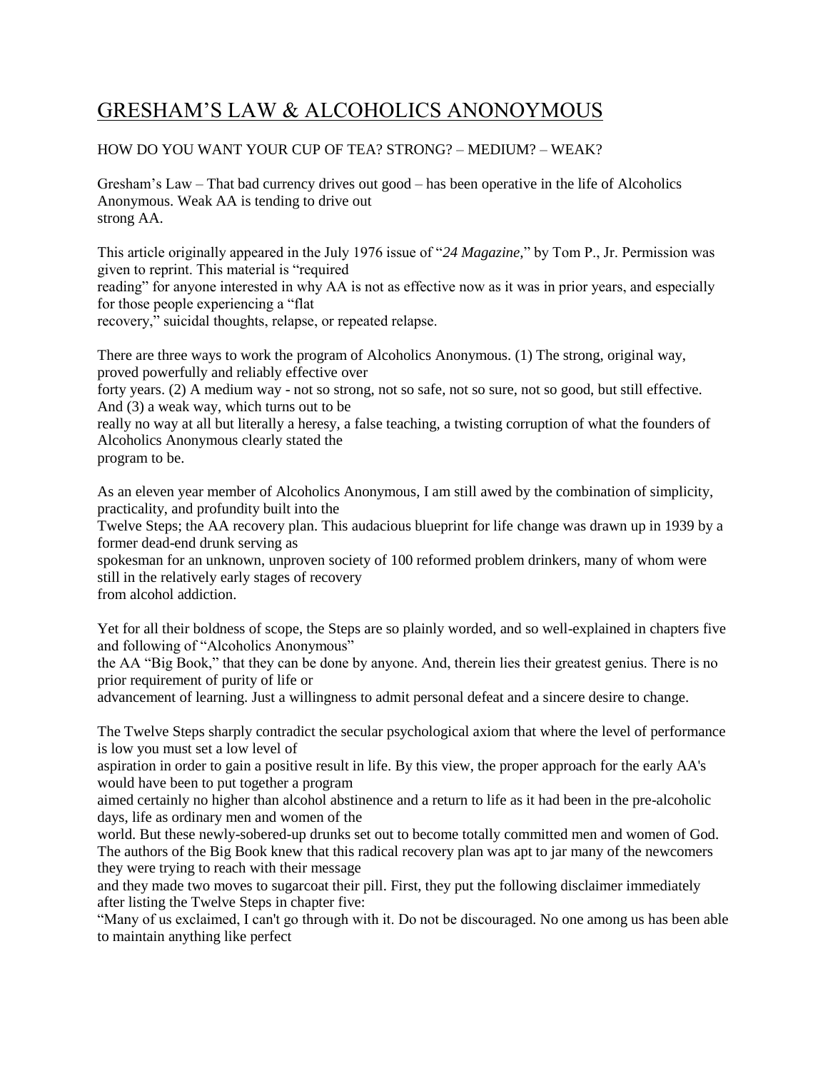# GRESHAM'S LAW & ALCOHOLICS ANONOYMOUS

HOW DO YOU WANT YOUR CUP OF TEA? STRONG? – MEDIUM? – WEAK?

Gresham's Law – That bad currency drives out good – has been operative in the life of Alcoholics Anonymous. Weak AA is tending to drive out strong AA.

This article originally appeared in the July 1976 issue of "*24 Magazine*," by Tom P., Jr. Permission was given to reprint. This material is "required reading" for anyone interested in why AA is not as effective now as it was in prior years, and especially for those people experiencing a "flat recovery," suicidal thoughts, relapse, or repeated relapse.

There are three ways to work the program of Alcoholics Anonymous. (1) The strong, original way, proved powerfully and reliably effective over forty years. (2) A medium way - not so strong, not so safe, not so sure, not so good, but still effective. And (3) a weak way, which turns out to be really no way at all but literally a heresy, a false teaching, a twisting corruption of what the founders of Alcoholics Anonymous clearly stated the program to be.

As an eleven year member of Alcoholics Anonymous, I am still awed by the combination of simplicity, practicality, and profundity built into the Twelve Steps; the AA recovery plan. This audacious blueprint for life change was drawn up in 1939 by a former dead-end drunk serving as spokesman for an unknown, unproven society of 100 reformed problem drinkers, many of whom were still in the relatively early stages of recovery from alcohol addiction.

Yet for all their boldness of scope, the Steps are so plainly worded, and so well-explained in chapters five and following of "Alcoholics Anonymous" the AA "Big Book," that they can be done by anyone. And, therein lies their greatest genius. There is no prior requirement of purity of life or advancement of learning. Just a willingness to admit personal defeat and a sincere desire to change.

The Twelve Steps sharply contradict the secular psychological axiom that where the level of performance is low you must set a low level of aspiration in order to gain a positive result in life. By this view, the proper approach for the early AA's would have been to put together a program aimed certainly no higher than alcohol abstinence and a return to life as it had been in the pre-alcoholic days, life as ordinary men and women of the world. But these newly-sobered-up drunks set out to become totally committed men and women of God. The authors of the Big Book knew that this radical recovery plan was apt to jar many of the newcomers they were trying to reach with their message and they made two moves to sugarcoat their pill. First, they put the following disclaimer immediately after listing the Twelve Steps in chapter five:

"Many of us exclaimed, I can't go through with it. Do not be discouraged. No one among us has been able to maintain anything like perfect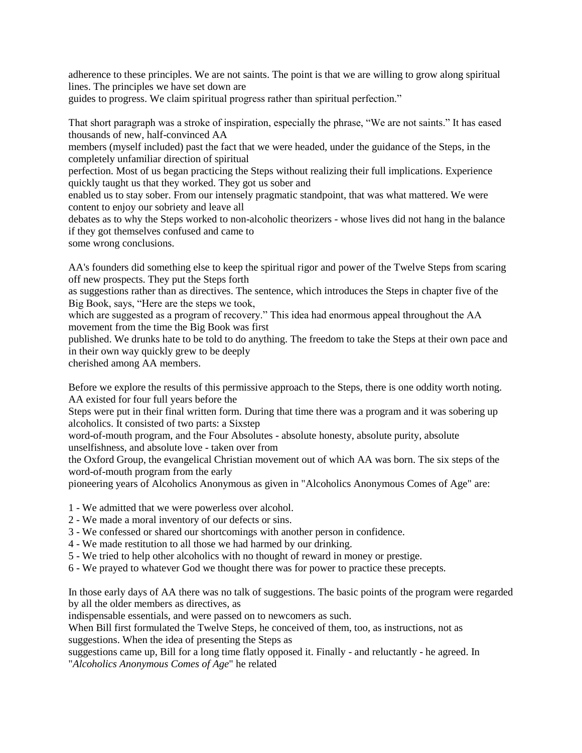adherence to these principles. We are not saints. The point is that we are willing to grow along spiritual lines. The principles we have set down are guides to progress. We claim spiritual progress rather than spiritual perfection."

That short paragraph was a stroke of inspiration, especially the phrase, "We are not saints." It has eased thousands of new, half-convinced AA members (myself included) past the fact that we were headed, under the guidance of the Steps, in the completely unfamiliar direction of spiritual perfection. Most of us began practicing the Steps without realizing their full implications. Experience quickly taught us that they worked. They got us sober and enabled us to stay sober. From our intensely pragmatic standpoint, that was what mattered. We were content to enjoy our sobriety and leave all debates as to why the Steps worked to non-alcoholic theorizers - whose lives did not hang in the balance if they got themselves confused and came to some wrong conclusions.

AA's founders did something else to keep the spiritual rigor and power of the Twelve Steps from scaring off new prospects. They put the Steps forth as suggestions rather than as directives. The sentence, which introduces the Steps in chapter five of the Big Book, says, "Here are the steps we took, which are suggested as a program of recovery." This idea had enormous appeal throughout the AA movement from the time the Big Book was first published. We drunks hate to be told to do anything. The freedom to take the Steps at their own pace and in their own way quickly grew to be deeply cherished among AA members.

Before we explore the results of this permissive approach to the Steps, there is one oddity worth noting. AA existed for four full years before the Steps were put in their final written form. During that time there was a program and it was sobering up alcoholics. It consisted of two parts: a Sixstep word-of-mouth program, and the Four Absolutes - absolute honesty, absolute purity, absolute unselfishness, and absolute love - taken over from the Oxford Group, the evangelical Christian movement out of which AA was born. The six steps of the word-of-mouth program from the early pioneering years of Alcoholics Anonymous as given in "Alcoholics Anonymous Comes of Age" are:

1 - We admitted that we were powerless over alcohol.
2 - We made a moral inventory of our defects or sins.
3 - We confessed or shared our shortcomings with another person in confidence.
4 - We made restitution to all those we had harmed by our drinking.
5 - We tried to help other alcoholics with no thought of reward in money or prestige.
6 - We prayed to whatever God we thought there was for power to practice these precepts.

In those early days of AA there was no talk of suggestions. The basic points of the program were regarded by all the older members as directives, as indispensable essentials, and were passed on to newcomers as such.
When Bill first formulated the Twelve Steps, he conceived of them, too, as instructions, not as suggestions. When the idea of presenting the Steps as suggestions came up, Bill for a long time flatly opposed it. Finally - and reluctantly - he agreed. In "*Alcoholics Anonymous Comes of Age*" he related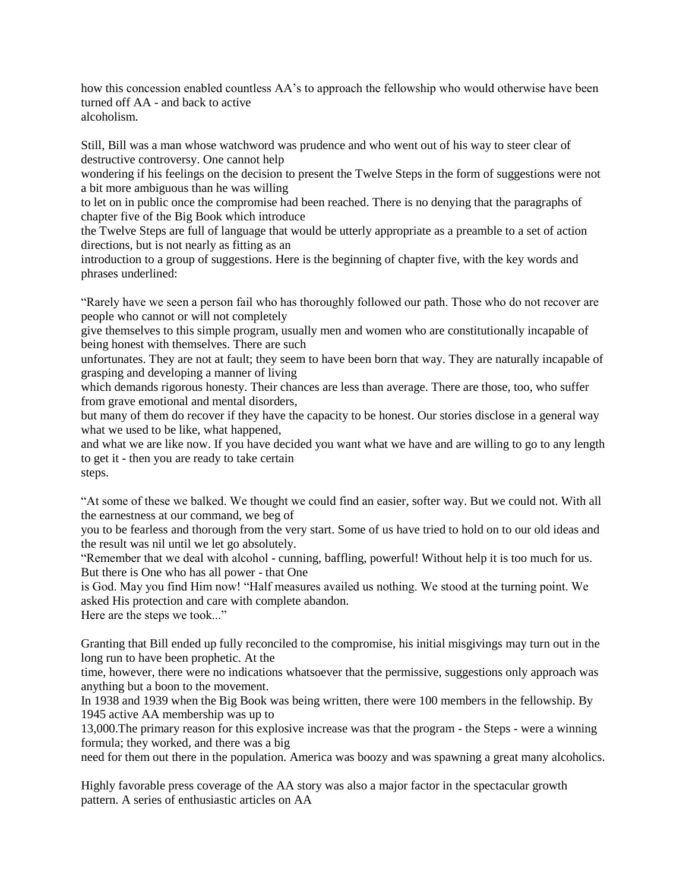how this concession enabled countless AA's to approach the fellowship who would otherwise have been turned off AA - and back to active alcoholism.

Still, Bill was a man whose watchword was prudence and who went out of his way to steer clear of destructive controversy. One cannot help wondering if his feelings on the decision to present the Twelve Steps in the form of suggestions were not a bit more ambiguous than he was willing to let on in public once the compromise had been reached. There is no denying that the paragraphs of chapter five of the Big Book which introduce the Twelve Steps are full of language that would be utterly appropriate as a preamble to a set of action directions, but is not nearly as fitting as an introduction to a group of suggestions. Here is the beginning of chapter five, with the key words and phrases underlined:

"Rarely have we seen a person fail who has thoroughly followed our path. Those who do not recover are people who cannot or will not completely give themselves to this simple program, usually men and women who are constitutionally incapable of being honest with themselves. There are such unfortunates. They are not at fault; they seem to have been born that way. They are naturally incapable of grasping and developing a manner of living which demands rigorous honesty. Their chances are less than average. There are those, too, who suffer from grave emotional and mental disorders, but many of them do recover if they have the capacity to be honest. Our stories disclose in a general way what we used to be like, what happened, and what we are like now. If you have decided you want what we have and are willing to go to any length to get it - then you are ready to take certain steps.

"At some of these we balked. We thought we could find an easier, softer way. But we could not. With all the earnestness at our command, we beg of you to be fearless and thorough from the very start. Some of us have tried to hold on to our old ideas and the result was nil until we let go absolutely.

"Remember that we deal with alcohol - cunning, baffling, powerful! Without help it is too much for us. But there is One who has all power - that One is God. May you find Him now! "Half measures availed us nothing. We stood at the turning point. We asked His protection and care with complete abandon.

Here are the steps we took..."

Granting that Bill ended up fully reconciled to the compromise, his initial misgivings may turn out in the long run to have been prophetic. At the time, however, there were no indications whatsoever that the permissive, suggestions only approach was anything but a boon to the movement.

In 1938 and 1939 when the Big Book was being written, there were 100 members in the fellowship. By 1945 active AA membership was up to 13,000.The primary reason for this explosive increase was that the program - the Steps - were a winning formula; they worked, and there was a big need for them out there in the population. America was boozy and was spawning a great many alcoholics.

Highly favorable press coverage of the AA story was also a major factor in the spectacular growth pattern. A series of enthusiastic articles on AA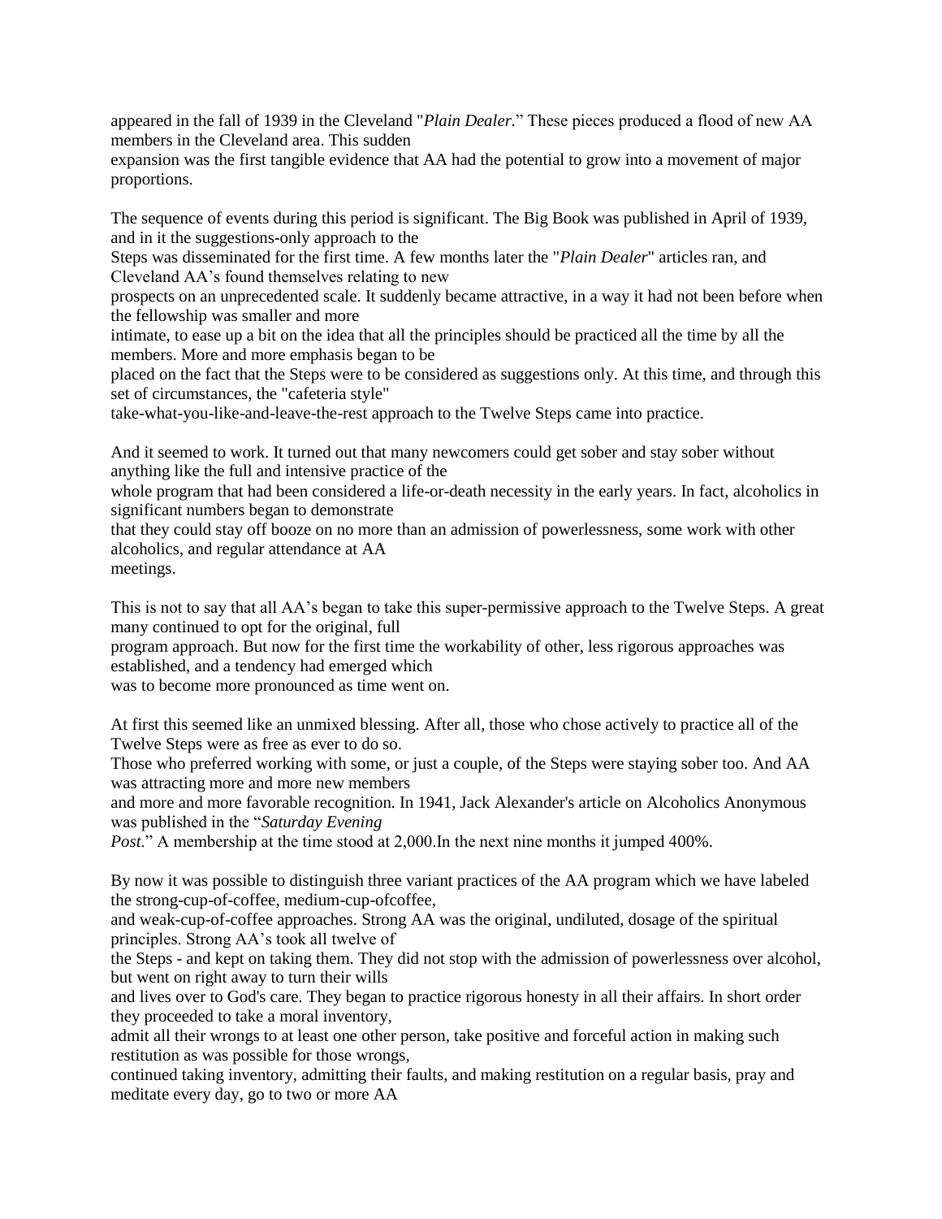appeared in the fall of 1939 in the Cleveland "*Plain Dealer*." These pieces produced a flood of new AA members in the Cleveland area. This sudden expansion was the first tangible evidence that AA had the potential to grow into a movement of major proportions.

The sequence of events during this period is significant. The Big Book was published in April of 1939, and in it the suggestions-only approach to the Steps was disseminated for the first time. A few months later the "*Plain Dealer*" articles ran, and Cleveland AA's found themselves relating to new prospects on an unprecedented scale. It suddenly became attractive, in a way it had not been before when the fellowship was smaller and more intimate, to ease up a bit on the idea that all the principles should be practiced all the time by all the members. More and more emphasis began to be placed on the fact that the Steps were to be considered as suggestions only. At this time, and through this set of circumstances, the "cafeteria style" take-what-you-like-and-leave-the-rest approach to the Twelve Steps came into practice.

And it seemed to work. It turned out that many newcomers could get sober and stay sober without anything like the full and intensive practice of the whole program that had been considered a life-or-death necessity in the early years. In fact, alcoholics in significant numbers began to demonstrate that they could stay off booze on no more than an admission of powerlessness, some work with other alcoholics, and regular attendance at AA meetings.

This is not to say that all AA's began to take this super-permissive approach to the Twelve Steps. A great many continued to opt for the original, full program approach. But now for the first time the workability of other, less rigorous approaches was established, and a tendency had emerged which was to become more pronounced as time went on.

At first this seemed like an unmixed blessing. After all, those who chose actively to practice all of the Twelve Steps were as free as ever to do so. Those who preferred working with some, or just a couple, of the Steps were staying sober too. And AA was attracting more and more new members and more and more favorable recognition. In 1941, Jack Alexander's article on Alcoholics Anonymous was published in the "*Saturday Evening Post*." A membership at the time stood at 2,000.In the next nine months it jumped 400%.

By now it was possible to distinguish three variant practices of the AA program which we have labeled the strong-cup-of-coffee, medium-cup-ofcoffee, and weak-cup-of-coffee approaches. Strong AA was the original, undiluted, dosage of the spiritual principles. Strong AA's took all twelve of the Steps - and kept on taking them. They did not stop with the admission of powerlessness over alcohol, but went on right away to turn their wills and lives over to God's care. They began to practice rigorous honesty in all their affairs. In short order they proceeded to take a moral inventory, admit all their wrongs to at least one other person, take positive and forceful action in making such restitution as was possible for those wrongs, continued taking inventory, admitting their faults, and making restitution on a regular basis, pray and meditate every day, go to two or more AA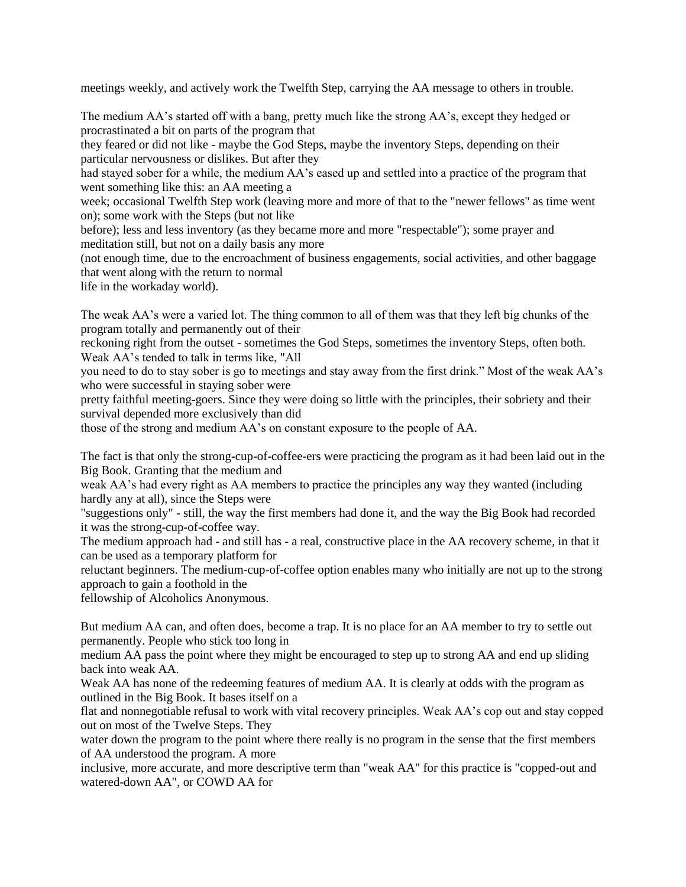meetings weekly, and actively work the Twelfth Step, carrying the AA message to others in trouble.

The medium AA's started off with a bang, pretty much like the strong AA's, except they hedged or procrastinated a bit on parts of the program that they feared or did not like - maybe the God Steps, maybe the inventory Steps, depending on their particular nervousness or dislikes. But after they had stayed sober for a while, the medium AA's eased up and settled into a practice of the program that went something like this: an AA meeting a week; occasional Twelfth Step work (leaving more and more of that to the "newer fellows" as time went on); some work with the Steps (but not like before); less and less inventory (as they became more and more "respectable"); some prayer and meditation still, but not on a daily basis any more (not enough time, due to the encroachment of business engagements, social activities, and other baggage that went along with the return to normal life in the workaday world).

The weak AA's were a varied lot. The thing common to all of them was that they left big chunks of the program totally and permanently out of their reckoning right from the outset - sometimes the God Steps, sometimes the inventory Steps, often both. Weak AA's tended to talk in terms like, "All you need to do to stay sober is go to meetings and stay away from the first drink." Most of the weak AA's who were successful in staying sober were pretty faithful meeting-goers. Since they were doing so little with the principles, their sobriety and their survival depended more exclusively than did those of the strong and medium AA's on constant exposure to the people of AA.

The fact is that only the strong-cup-of-coffee-ers were practicing the program as it had been laid out in the Big Book. Granting that the medium and weak AA's had every right as AA members to practice the principles any way they wanted (including hardly any at all), since the Steps were "suggestions only" - still, the way the first members had done it, and the way the Big Book had recorded it was the strong-cup-of-coffee way.
The medium approach had - and still has - a real, constructive place in the AA recovery scheme, in that it can be used as a temporary platform for reluctant beginners. The medium-cup-of-coffee option enables many who initially are not up to the strong approach to gain a foothold in the fellowship of Alcoholics Anonymous.

But medium AA can, and often does, become a trap. It is no place for an AA member to try to settle out permanently. People who stick too long in medium AA pass the point where they might be encouraged to step up to strong AA and end up sliding back into weak AA.
Weak AA has none of the redeeming features of medium AA. It is clearly at odds with the program as outlined in the Big Book. It bases itself on a flat and nonnegotiable refusal to work with vital recovery principles. Weak AA's cop out and stay copped out on most of the Twelve Steps. They water down the program to the point where there really is no program in the sense that the first members of AA understood the program. A more inclusive, more accurate, and more descriptive term than "weak AA" for this practice is "copped-out and watered-down AA", or COWD AA for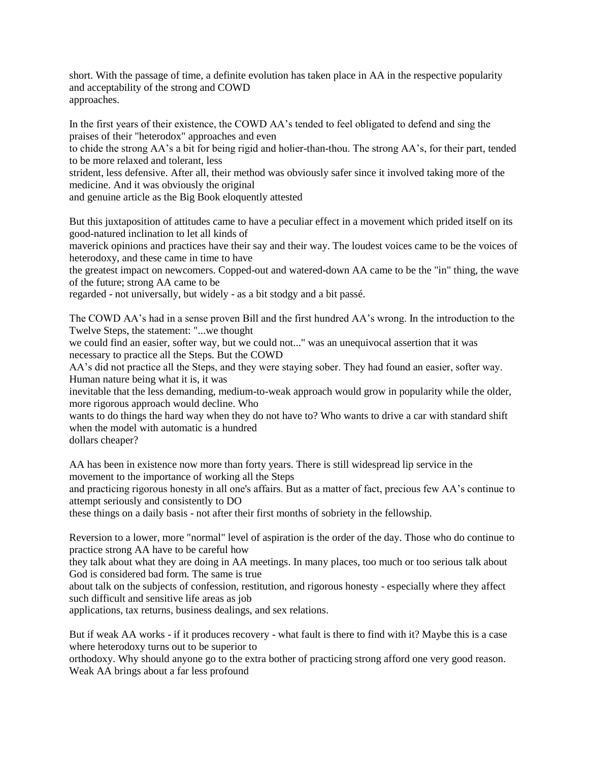short. With the passage of time, a definite evolution has taken place in AA in the respective popularity and acceptability of the strong and COWD approaches.

In the first years of their existence, the COWD AA's tended to feel obligated to defend and sing the praises of their "heterodox" approaches and even to chide the strong AA's a bit for being rigid and holier-than-thou. The strong AA's, for their part, tended to be more relaxed and tolerant, less strident, less defensive. After all, their method was obviously safer since it involved taking more of the medicine. And it was obviously the original and genuine article as the Big Book eloquently attested

But this juxtaposition of attitudes came to have a peculiar effect in a movement which prided itself on its good-natured inclination to let all kinds of maverick opinions and practices have their say and their way. The loudest voices came to be the voices of heterodoxy, and these came in time to have the greatest impact on newcomers. Copped-out and watered-down AA came to be the "in" thing, the wave of the future; strong AA came to be regarded - not universally, but widely - as a bit stodgy and a bit passé.

The COWD AA's had in a sense proven Bill and the first hundred AA's wrong. In the introduction to the Twelve Steps, the statement: "...we thought we could find an easier, softer way, but we could not..." was an unequivocal assertion that it was necessary to practice all the Steps. But the COWD AA's did not practice all the Steps, and they were staying sober. They had found an easier, softer way. Human nature being what it is, it was inevitable that the less demanding, medium-to-weak approach would grow in popularity while the older, more rigorous approach would decline. Who wants to do things the hard way when they do not have to? Who wants to drive a car with standard shift when the model with automatic is a hundred dollars cheaper?

AA has been in existence now more than forty years. There is still widespread lip service in the movement to the importance of working all the Steps and practicing rigorous honesty in all one's affairs. But as a matter of fact, precious few AA's continue to attempt seriously and consistently to DO these things on a daily basis - not after their first months of sobriety in the fellowship.

Reversion to a lower, more "normal" level of aspiration is the order of the day. Those who do continue to practice strong AA have to be careful how they talk about what they are doing in AA meetings. In many places, too much or too serious talk about God is considered bad form. The same is true about talk on the subjects of confession, restitution, and rigorous honesty - especially where they affect such difficult and sensitive life areas as job applications, tax returns, business dealings, and sex relations.

But if weak AA works - if it produces recovery - what fault is there to find with it? Maybe this is a case where heterodoxy turns out to be superior to orthodoxy. Why should anyone go to the extra bother of practicing strong afford one very good reason. Weak AA brings about a far less profound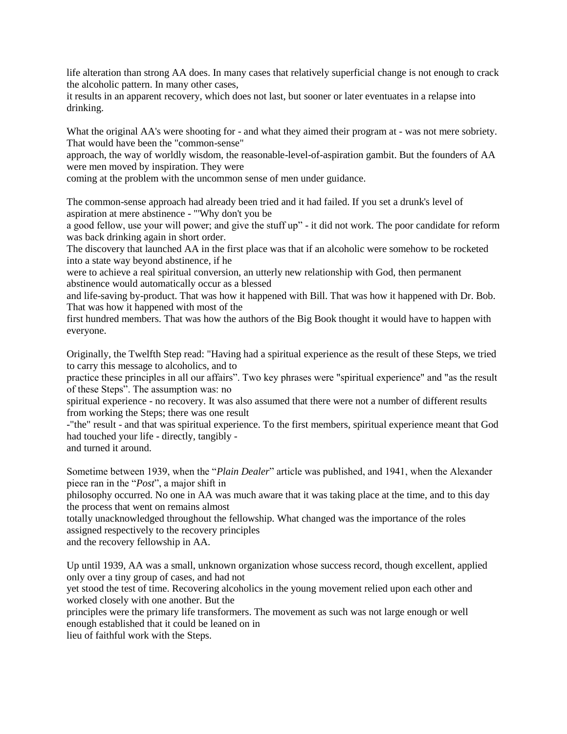life alteration than strong AA does. In many cases that relatively superficial change is not enough to crack the alcoholic pattern. In many other cases, it results in an apparent recovery, which does not last, but sooner or later eventuates in a relapse into drinking.

What the original AA's were shooting for - and what they aimed their program at - was not mere sobriety. That would have been the "common-sense" approach, the way of worldly wisdom, the reasonable-level-of-aspiration gambit. But the founders of AA were men moved by inspiration. They were coming at the problem with the uncommon sense of men under guidance.

The common-sense approach had already been tried and it had failed. If you set a drunk's level of aspiration at mere abstinence - "'Why don't you be a good fellow, use your will power; and give the stuff up" - it did not work. The poor candidate for reform was back drinking again in short order.
The discovery that launched AA in the first place was that if an alcoholic were somehow to be rocketed into a state way beyond abstinence, if he were to achieve a real spiritual conversion, an utterly new relationship with God, then permanent abstinence would automatically occur as a blessed and life-saving by-product. That was how it happened with Bill. That was how it happened with Dr. Bob. That was how it happened with most of the first hundred members. That was how the authors of the Big Book thought it would have to happen with everyone.

Originally, the Twelfth Step read: "Having had a spiritual experience as the result of these Steps, we tried to carry this message to alcoholics, and to practice these principles in all our affairs". Two key phrases were "spiritual experience" and "as the result of these Steps". The assumption was: no spiritual experience - no recovery. It was also assumed that there were not a number of different results from working the Steps; there was one result -"the" result - and that was spiritual experience. To the first members, spiritual experience meant that God had touched your life - directly, tangibly - and turned it around.

Sometime between 1939, when the "*Plain Dealer*" article was published, and 1941, when the Alexander piece ran in the "*Post*", a major shift in philosophy occurred. No one in AA was much aware that it was taking place at the time, and to this day the process that went on remains almost totally unacknowledged throughout the fellowship. What changed was the importance of the roles assigned respectively to the recovery principles and the recovery fellowship in AA.

Up until 1939, AA was a small, unknown organization whose success record, though excellent, applied only over a tiny group of cases, and had not yet stood the test of time. Recovering alcoholics in the young movement relied upon each other and worked closely with one another. But the principles were the primary life transformers. The movement as such was not large enough or well enough established that it could be leaned on in lieu of faithful work with the Steps.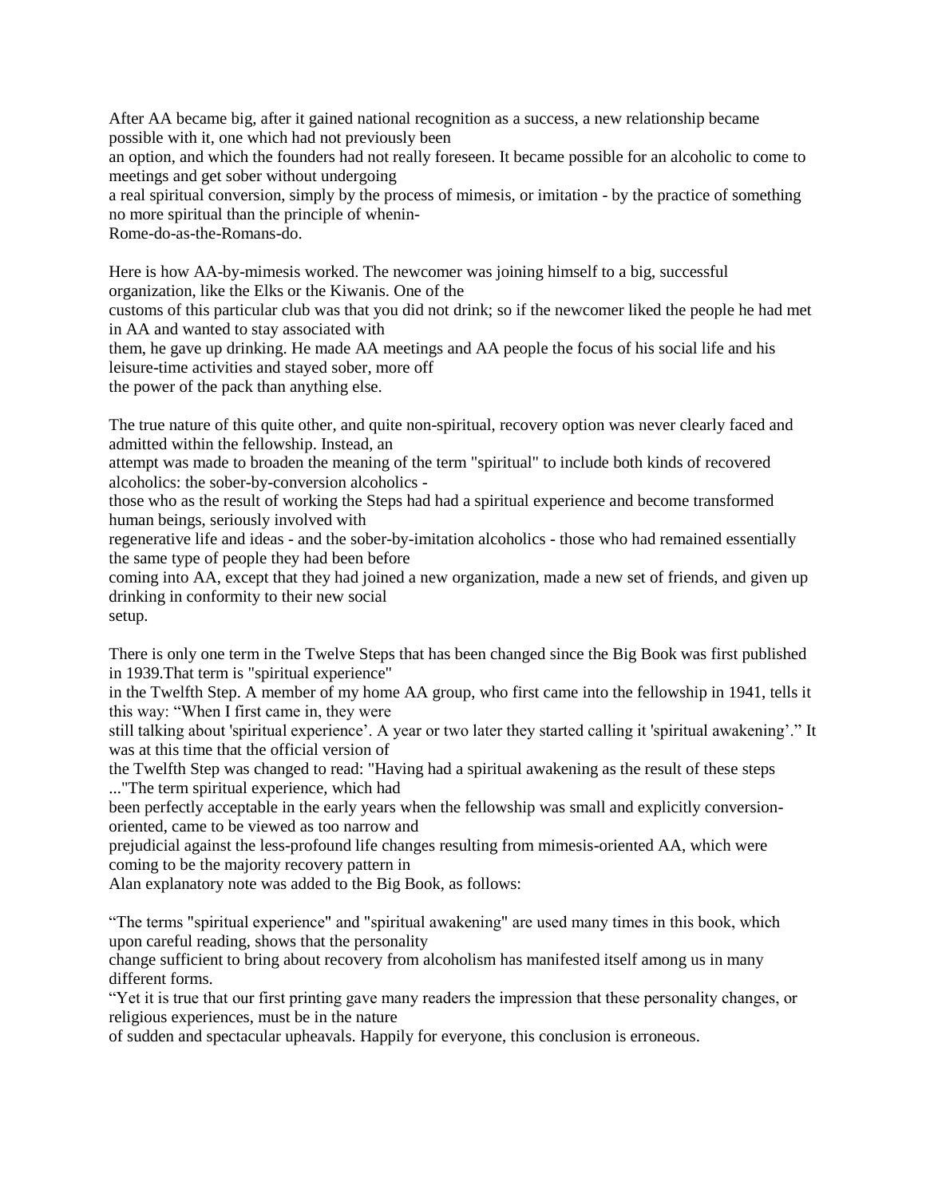After AA became big, after it gained national recognition as a success, a new relationship became possible with it, one which had not previously been an option, and which the founders had not really foreseen. It became possible for an alcoholic to come to meetings and get sober without undergoing a real spiritual conversion, simply by the process of mimesis, or imitation - by the practice of something no more spiritual than the principle of whenin-Rome-do-as-the-Romans-do.

Here is how AA-by-mimesis worked. The newcomer was joining himself to a big, successful organization, like the Elks or the Kiwanis. One of the customs of this particular club was that you did not drink; so if the newcomer liked the people he had met in AA and wanted to stay associated with them, he gave up drinking. He made AA meetings and AA people the focus of his social life and his leisure-time activities and stayed sober, more off the power of the pack than anything else.

The true nature of this quite other, and quite non-spiritual, recovery option was never clearly faced and admitted within the fellowship. Instead, an attempt was made to broaden the meaning of the term "spiritual" to include both kinds of recovered alcoholics: the sober-by-conversion alcoholics - those who as the result of working the Steps had had a spiritual experience and become transformed human beings, seriously involved with regenerative life and ideas - and the sober-by-imitation alcoholics - those who had remained essentially the same type of people they had been before coming into AA, except that they had joined a new organization, made a new set of friends, and given up drinking in conformity to their new social setup.

There is only one term in the Twelve Steps that has been changed since the Big Book was first published in 1939.That term is "spiritual experience" in the Twelfth Step. A member of my home AA group, who first came into the fellowship in 1941, tells it this way: "When I first came in, they were still talking about 'spiritual experience'. A year or two later they started calling it 'spiritual awakening'." It was at this time that the official version of the Twelfth Step was changed to read: "Having had a spiritual awakening as the result of these steps ..."The term spiritual experience, which had been perfectly acceptable in the early years when the fellowship was small and explicitly conversion-oriented, came to be viewed as too narrow and prejudicial against the less-profound life changes resulting from mimesis-oriented AA, which were coming to be the majority recovery pattern in Alan explanatory note was added to the Big Book, as follows:

"The terms "spiritual experience" and "spiritual awakening" are used many times in this book, which upon careful reading, shows that the personality change sufficient to bring about recovery from alcoholism has manifested itself among us in many different forms.

"Yet it is true that our first printing gave many readers the impression that these personality changes, or religious experiences, must be in the nature of sudden and spectacular upheavals. Happily for everyone, this conclusion is erroneous.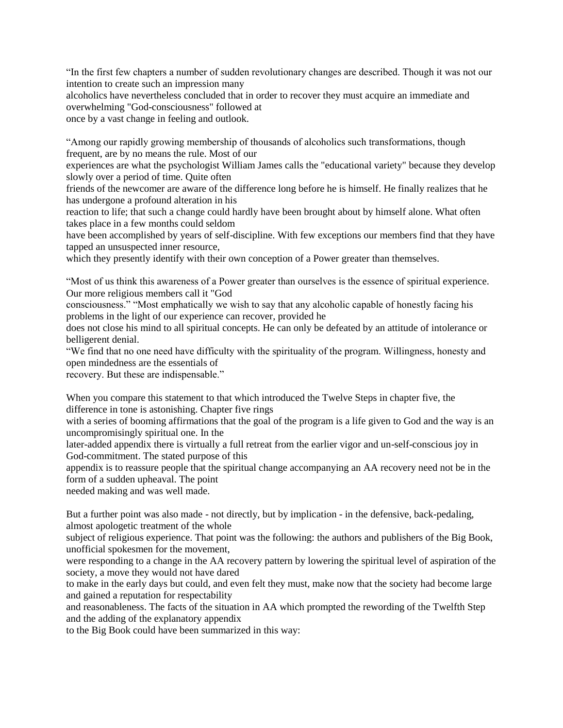"In the first few chapters a number of sudden revolutionary changes are described. Though it was not our intention to create such an impression many alcoholics have nevertheless concluded that in order to recover they must acquire an immediate and overwhelming "God-consciousness" followed at once by a vast change in feeling and outlook.

"Among our rapidly growing membership of thousands of alcoholics such transformations, though frequent, are by no means the rule. Most of our experiences are what the psychologist William James calls the "educational variety" because they develop slowly over a period of time. Quite often friends of the newcomer are aware of the difference long before he is himself. He finally realizes that he has undergone a profound alteration in his reaction to life; that such a change could hardly have been brought about by himself alone. What often takes place in a few months could seldom have been accomplished by years of self-discipline. With few exceptions our members find that they have tapped an unsuspected inner resource, which they presently identify with their own conception of a Power greater than themselves.

"Most of us think this awareness of a Power greater than ourselves is the essence of spiritual experience. Our more religious members call it "God consciousness." "Most emphatically we wish to say that any alcoholic capable of honestly facing his problems in the light of our experience can recover, provided he does not close his mind to all spiritual concepts. He can only be defeated by an attitude of intolerance or belligerent denial.
"We find that no one need have difficulty with the spirituality of the program. Willingness, honesty and open mindedness are the essentials of recovery. But these are indispensable."

When you compare this statement to that which introduced the Twelve Steps in chapter five, the difference in tone is astonishing. Chapter five rings with a series of booming affirmations that the goal of the program is a life given to God and the way is an uncompromisingly spiritual one. In the later-added appendix there is virtually a full retreat from the earlier vigor and un-self-conscious joy in God-commitment. The stated purpose of this appendix is to reassure people that the spiritual change accompanying an AA recovery need not be in the form of a sudden upheaval. The point needed making and was well made.

But a further point was also made - not directly, but by implication - in the defensive, back-pedaling, almost apologetic treatment of the whole subject of religious experience. That point was the following: the authors and publishers of the Big Book, unofficial spokesmen for the movement, were responding to a change in the AA recovery pattern by lowering the spiritual level of aspiration of the society, a move they would not have dared to make in the early days but could, and even felt they must, make now that the society had become large and gained a reputation for respectability and reasonableness. The facts of the situation in AA which prompted the rewording of the Twelfth Step and the adding of the explanatory appendix to the Big Book could have been summarized in this way: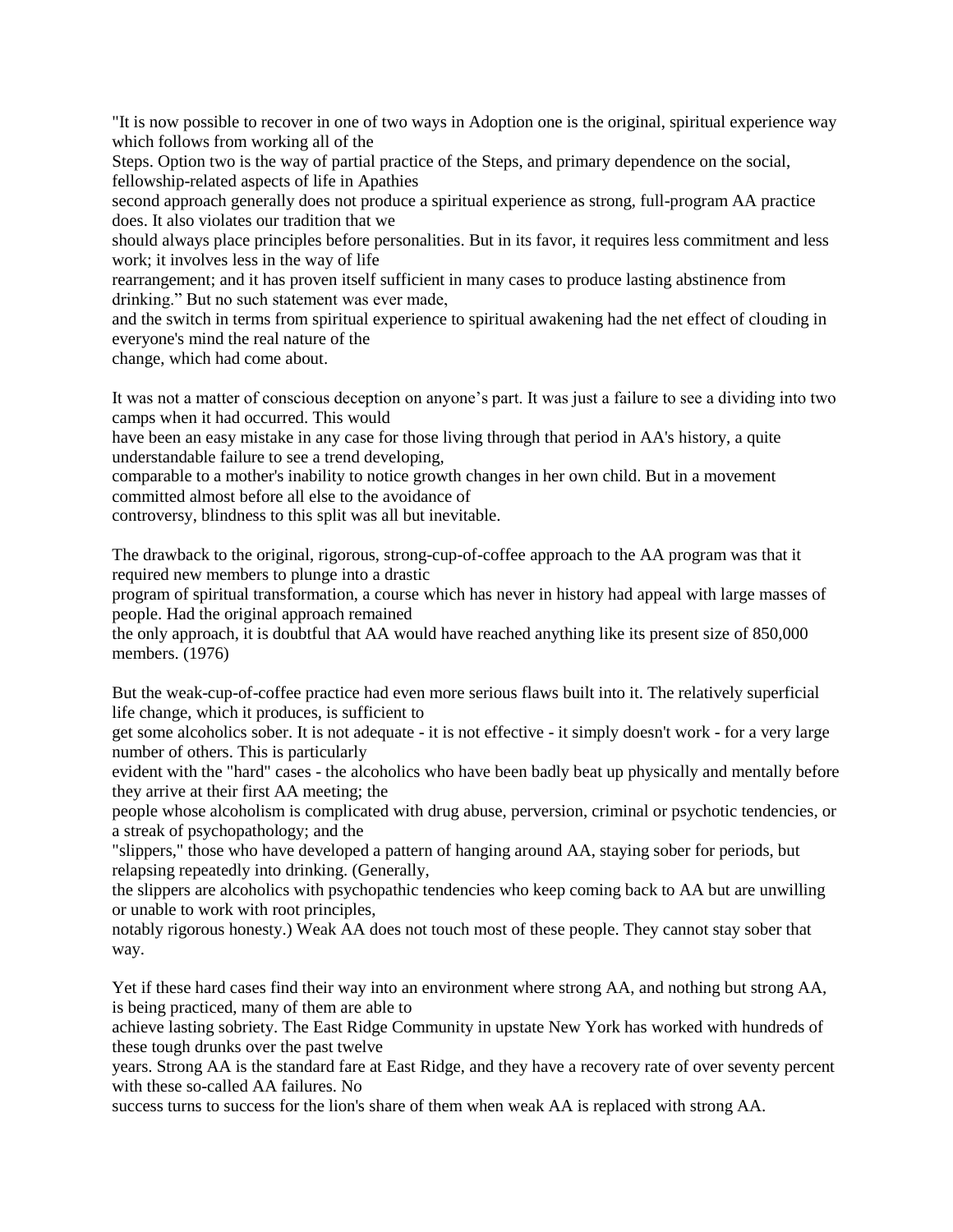"It is now possible to recover in one of two ways in Adoption one is the original, spiritual experience way which follows from working all of the Steps. Option two is the way of partial practice of the Steps, and primary dependence on the social, fellowship-related aspects of life in Apathies second approach generally does not produce a spiritual experience as strong, full-program AA practice does. It also violates our tradition that we should always place principles before personalities. But in its favor, it requires less commitment and less work; it involves less in the way of life rearrangement; and it has proven itself sufficient in many cases to produce lasting abstinence from drinking." But no such statement was ever made, and the switch in terms from spiritual experience to spiritual awakening had the net effect of clouding in everyone's mind the real nature of the change, which had come about.

It was not a matter of conscious deception on anyone's part. It was just a failure to see a dividing into two camps when it had occurred. This would have been an easy mistake in any case for those living through that period in AA's history, a quite understandable failure to see a trend developing, comparable to a mother's inability to notice growth changes in her own child. But in a movement committed almost before all else to the avoidance of controversy, blindness to this split was all but inevitable.

The drawback to the original, rigorous, strong-cup-of-coffee approach to the AA program was that it required new members to plunge into a drastic program of spiritual transformation, a course which has never in history had appeal with large masses of people. Had the original approach remained the only approach, it is doubtful that AA would have reached anything like its present size of 850,000 members. (1976)

But the weak-cup-of-coffee practice had even more serious flaws built into it. The relatively superficial life change, which it produces, is sufficient to get some alcoholics sober. It is not adequate - it is not effective - it simply doesn't work - for a very large number of others. This is particularly evident with the "hard" cases - the alcoholics who have been badly beat up physically and mentally before they arrive at their first AA meeting; the people whose alcoholism is complicated with drug abuse, perversion, criminal or psychotic tendencies, or a streak of psychopathology; and the "slippers," those who have developed a pattern of hanging around AA, staying sober for periods, but relapsing repeatedly into drinking. (Generally, the slippers are alcoholics with psychopathic tendencies who keep coming back to AA but are unwilling or unable to work with root principles, notably rigorous honesty.) Weak AA does not touch most of these people. They cannot stay sober that way.

Yet if these hard cases find their way into an environment where strong AA, and nothing but strong AA, is being practiced, many of them are able to achieve lasting sobriety. The East Ridge Community in upstate New York has worked with hundreds of these tough drunks over the past twelve years. Strong AA is the standard fare at East Ridge, and they have a recovery rate of over seventy percent with these so-called AA failures. No success turns to success for the lion's share of them when weak AA is replaced with strong AA.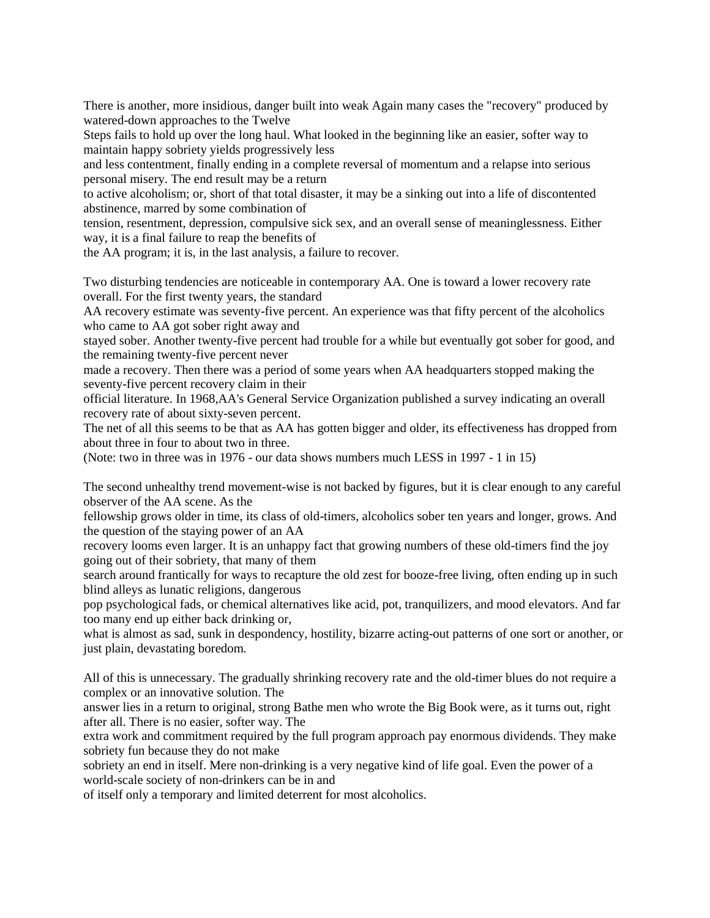There is another, more insidious, danger built into weak Again many cases the "recovery" produced by watered-down approaches to the Twelve Steps fails to hold up over the long haul. What looked in the beginning like an easier, softer way to maintain happy sobriety yields progressively less and less contentment, finally ending in a complete reversal of momentum and a relapse into serious personal misery. The end result may be a return to active alcoholism; or, short of that total disaster, it may be a sinking out into a life of discontented abstinence, marred by some combination of tension, resentment, depression, compulsive sick sex, and an overall sense of meaninglessness. Either way, it is a final failure to reap the benefits of the AA program; it is, in the last analysis, a failure to recover.

Two disturbing tendencies are noticeable in contemporary AA. One is toward a lower recovery rate overall. For the first twenty years, the standard AA recovery estimate was seventy-five percent. An experience was that fifty percent of the alcoholics who came to AA got sober right away and stayed sober. Another twenty-five percent had trouble for a while but eventually got sober for good, and the remaining twenty-five percent never made a recovery. Then there was a period of some years when AA headquarters stopped making the seventy-five percent recovery claim in their official literature. In 1968,AA's General Service Organization published a survey indicating an overall recovery rate of about sixty-seven percent.
The net of all this seems to be that as AA has gotten bigger and older, its effectiveness has dropped from about three in four to about two in three.
(Note: two in three was in 1976 - our data shows numbers much LESS in 1997 - 1 in 15)

The second unhealthy trend movement-wise is not backed by figures, but it is clear enough to any careful observer of the AA scene. As the fellowship grows older in time, its class of old-timers, alcoholics sober ten years and longer, grows. And the question of the staying power of an AA recovery looms even larger. It is an unhappy fact that growing numbers of these old-timers find the joy going out of their sobriety, that many of them search around frantically for ways to recapture the old zest for booze-free living, often ending up in such blind alleys as lunatic religions, dangerous pop psychological fads, or chemical alternatives like acid, pot, tranquilizers, and mood elevators. And far too many end up either back drinking or, what is almost as sad, sunk in despondency, hostility, bizarre acting-out patterns of one sort or another, or just plain, devastating boredom.

All of this is unnecessary. The gradually shrinking recovery rate and the old-timer blues do not require a complex or an innovative solution. The answer lies in a return to original, strong Bathe men who wrote the Big Book were, as it turns out, right after all. There is no easier, softer way. The extra work and commitment required by the full program approach pay enormous dividends. They make sobriety fun because they do not make sobriety an end in itself. Mere non-drinking is a very negative kind of life goal. Even the power of a world-scale society of non-drinkers can be in and of itself only a temporary and limited deterrent for most alcoholics.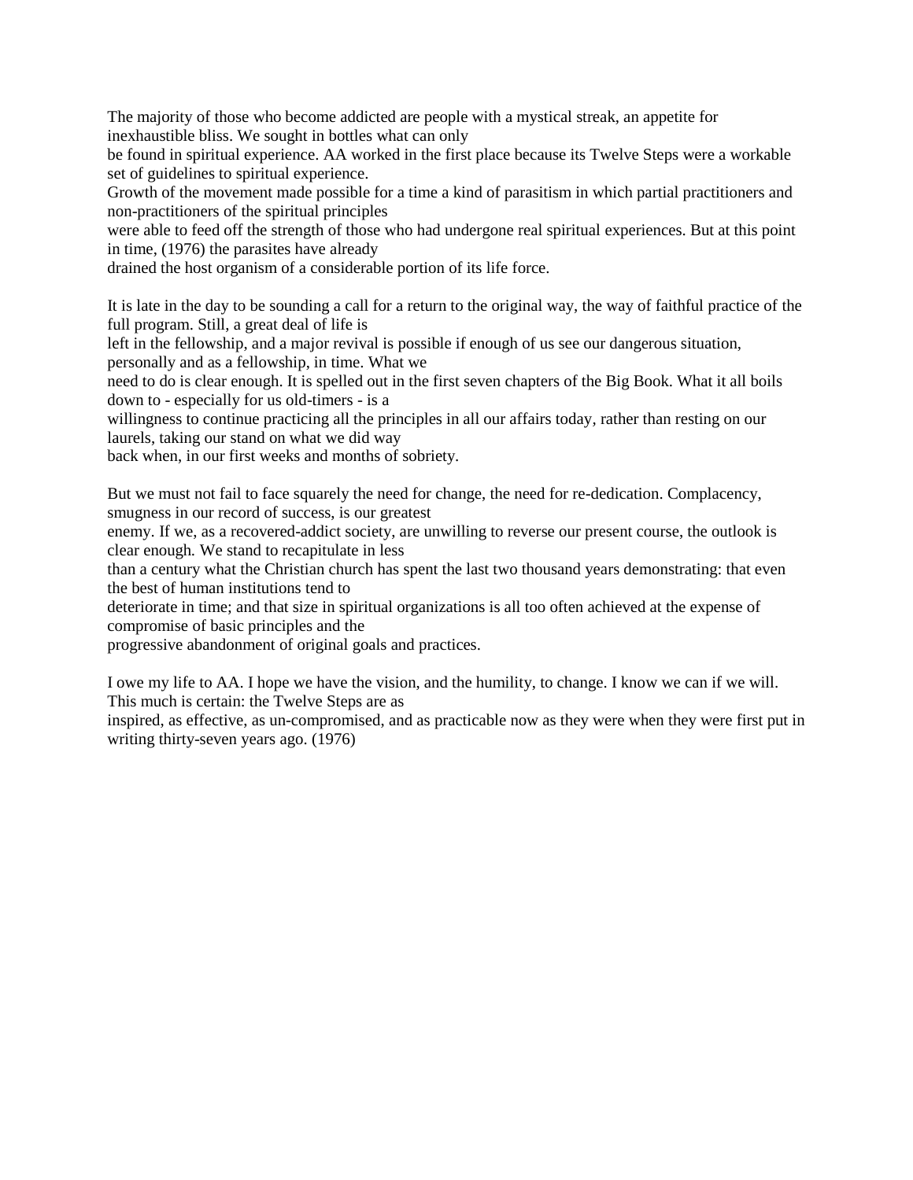The majority of those who become addicted are people with a mystical streak, an appetite for inexhaustible bliss. We sought in bottles what can only be found in spiritual experience. AA worked in the first place because its Twelve Steps were a workable set of guidelines to spiritual experience. Growth of the movement made possible for a time a kind of parasitism in which partial practitioners and non-practitioners of the spiritual principles were able to feed off the strength of those who had undergone real spiritual experiences. But at this point in time, (1976) the parasites have already drained the host organism of a considerable portion of its life force.

It is late in the day to be sounding a call for a return to the original way, the way of faithful practice of the full program. Still, a great deal of life is left in the fellowship, and a major revival is possible if enough of us see our dangerous situation, personally and as a fellowship, in time. What we need to do is clear enough. It is spelled out in the first seven chapters of the Big Book. What it all boils down to - especially for us old-timers - is a willingness to continue practicing all the principles in all our affairs today, rather than resting on our laurels, taking our stand on what we did way back when, in our first weeks and months of sobriety.

But we must not fail to face squarely the need for change, the need for re-dedication. Complacency, smugness in our record of success, is our greatest enemy. If we, as a recovered-addict society, are unwilling to reverse our present course, the outlook is clear enough. We stand to recapitulate in less than a century what the Christian church has spent the last two thousand years demonstrating: that even the best of human institutions tend to deteriorate in time; and that size in spiritual organizations is all too often achieved at the expense of compromise of basic principles and the progressive abandonment of original goals and practices.

I owe my life to AA. I hope we have the vision, and the humility, to change. I know we can if we will. This much is certain: the Twelve Steps are as inspired, as effective, as un-compromised, and as practicable now as they were when they were first put in writing thirty-seven years ago. (1976)